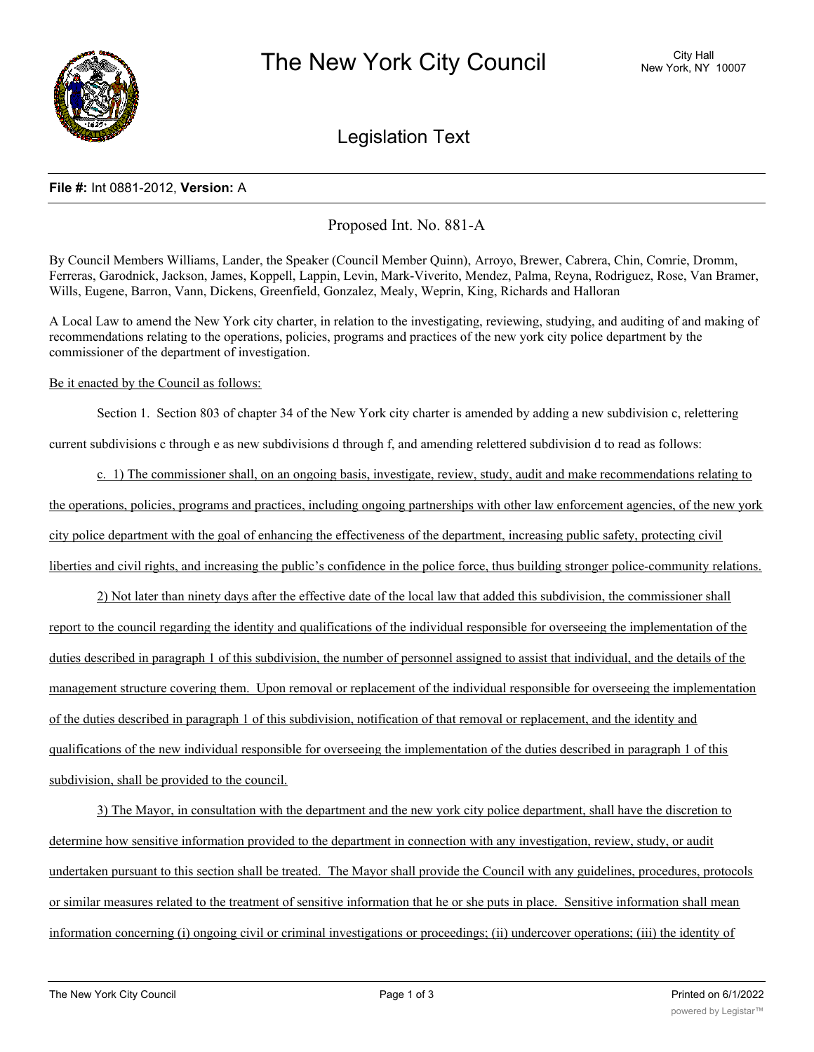# The New York City Council

City Hall
New York, NY 10007

## Legislation Text

**File #:** Int 0881-2012, **Version:** A

Proposed Int. No. 881-A

By Council Members Williams, Lander, the Speaker (Council Member Quinn), Arroyo, Brewer, Cabrera, Chin, Comrie, Dromm, Ferreras, Garodnick, Jackson, James, Koppell, Lappin, Levin, Mark-Viverito, Mendez, Palma, Reyna, Rodriguez, Rose, Van Bramer, Wills, Eugene, Barron, Vann, Dickens, Greenfield, Gonzalez, Mealy, Weprin, King, Richards and Halloran

A Local Law to amend the New York city charter, in relation to the investigating, reviewing, studying, and auditing of and making of recommendations relating to the operations, policies, programs and practices of the new york city police department by the commissioner of the department of investigation.

Be it enacted by the Council as follows:

Section 1. Section 803 of chapter 34 of the New York city charter is amended by adding a new subdivision c, relettering current subdivisions c through e as new subdivisions d through f, and amending relettered subdivision d to read as follows:

c. 1) The commissioner shall, on an ongoing basis, investigate, review, study, audit and make recommendations relating to the operations, policies, programs and practices, including ongoing partnerships with other law enforcement agencies, of the new york city police department with the goal of enhancing the effectiveness of the department, increasing public safety, protecting civil liberties and civil rights, and increasing the public's confidence in the police force, thus building stronger police-community relations.

2) Not later than ninety days after the effective date of the local law that added this subdivision, the commissioner shall report to the council regarding the identity and qualifications of the individual responsible for overseeing the implementation of the duties described in paragraph 1 of this subdivision, the number of personnel assigned to assist that individual, and the details of the management structure covering them. Upon removal or replacement of the individual responsible for overseeing the implementation of the duties described in paragraph 1 of this subdivision, notification of that removal or replacement, and the identity and qualifications of the new individual responsible for overseeing the implementation of the duties described in paragraph 1 of this subdivision, shall be provided to the council.

3) The Mayor, in consultation with the department and the new york city police department, shall have the discretion to determine how sensitive information provided to the department in connection with any investigation, review, study, or audit undertaken pursuant to this section shall be treated. The Mayor shall provide the Council with any guidelines, procedures, protocols or similar measures related to the treatment of sensitive information that he or she puts in place. Sensitive information shall mean information concerning (i) ongoing civil or criminal investigations or proceedings; (ii) undercover operations; (iii) the identity of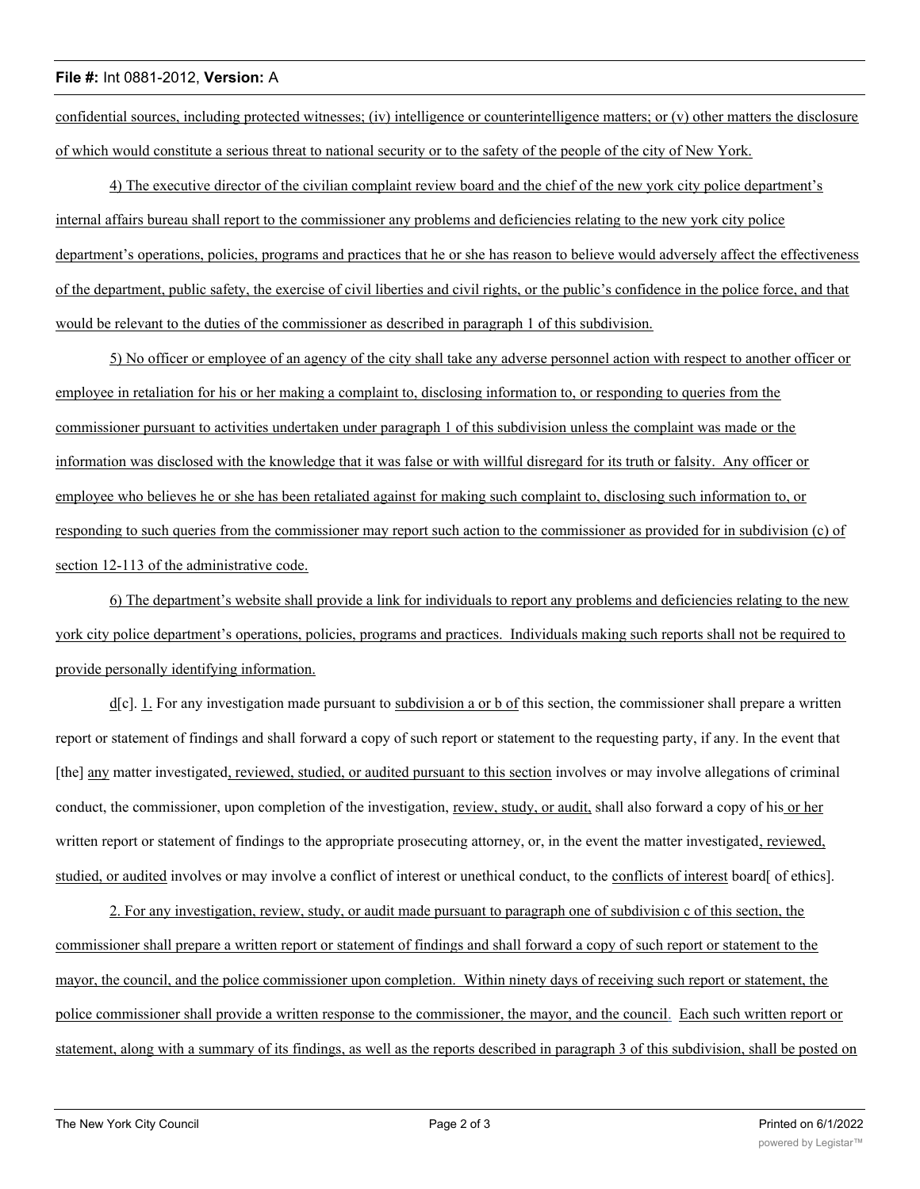confidential sources, including protected witnesses; (iv) intelligence or counterintelligence matters; or (v) other matters the disclosure of which would constitute a serious threat to national security or to the safety of the people of the city of New York.

4) The executive director of the civilian complaint review board and the chief of the new york city police department's internal affairs bureau shall report to the commissioner any problems and deficiencies relating to the new york city police department's operations, policies, programs and practices that he or she has reason to believe would adversely affect the effectiveness of the department, public safety, the exercise of civil liberties and civil rights, or the public's confidence in the police force, and that would be relevant to the duties of the commissioner as described in paragraph 1 of this subdivision.

5) No officer or employee of an agency of the city shall take any adverse personnel action with respect to another officer or employee in retaliation for his or her making a complaint to, disclosing information to, or responding to queries from the commissioner pursuant to activities undertaken under paragraph 1 of this subdivision unless the complaint was made or the information was disclosed with the knowledge that it was false or with willful disregard for its truth or falsity. Any officer or employee who believes he or she has been retaliated against for making such complaint to, disclosing such information to, or responding to such queries from the commissioner may report such action to the commissioner as provided for in subdivision (c) of section 12-113 of the administrative code.

6) The department's website shall provide a link for individuals to report any problems and deficiencies relating to the new york city police department's operations, policies, programs and practices. Individuals making such reports shall not be required to provide personally identifying information.

d[c]. 1. For any investigation made pursuant to subdivision a or b of this section, the commissioner shall prepare a written report or statement of findings and shall forward a copy of such report or statement to the requesting party, if any. In the event that [the] any matter investigated, reviewed, studied, or audited pursuant to this section involves or may involve allegations of criminal conduct, the commissioner, upon completion of the investigation, review, study, or audit, shall also forward a copy of his or her written report or statement of findings to the appropriate prosecuting attorney, or, in the event the matter investigated, reviewed, studied, or audited involves or may involve a conflict of interest or unethical conduct, to the conflicts of interest board[ of ethics].

2. For any investigation, review, study, or audit made pursuant to paragraph one of subdivision c of this section, the commissioner shall prepare a written report or statement of findings and shall forward a copy of such report or statement to the mayor, the council, and the police commissioner upon completion. Within ninety days of receiving such report or statement, the police commissioner shall provide a written response to the commissioner, the mayor, and the council. Each such written report or statement, along with a summary of its findings, as well as the reports described in paragraph 3 of this subdivision, shall be posted on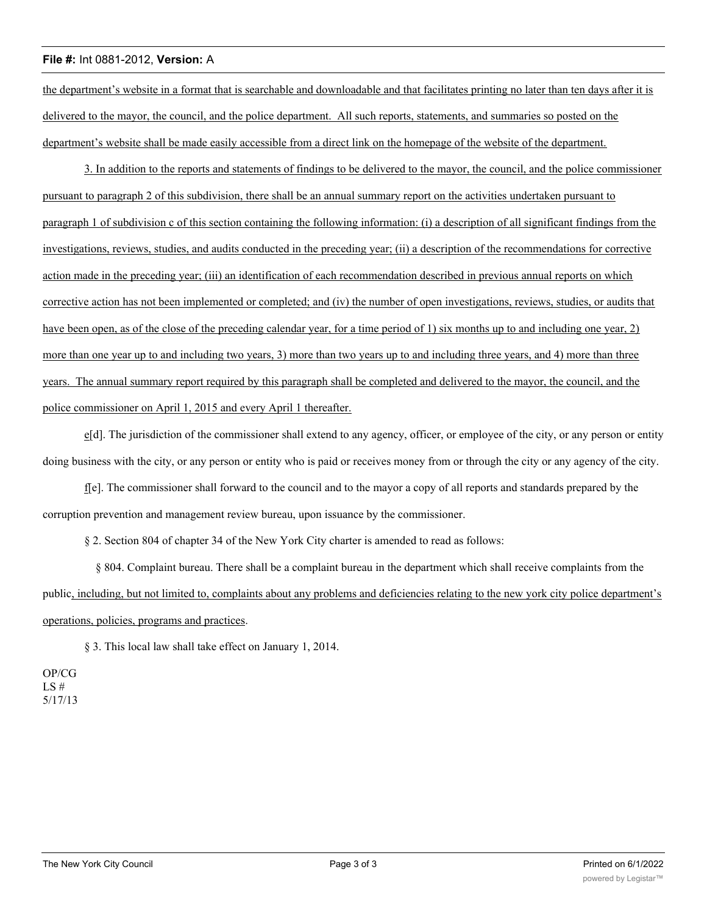the department's website in a format that is searchable and downloadable and that facilitates printing no later than ten days after it is delivered to the mayor, the council, and the police department. All such reports, statements, and summaries so posted on the department's website shall be made easily accessible from a direct link on the homepage of the website of the department.

3. In addition to the reports and statements of findings to be delivered to the mayor, the council, and the police commissioner pursuant to paragraph 2 of this subdivision, there shall be an annual summary report on the activities undertaken pursuant to paragraph 1 of subdivision c of this section containing the following information: (i) a description of all significant findings from the investigations, reviews, studies, and audits conducted in the preceding year; (ii) a description of the recommendations for corrective action made in the preceding year; (iii) an identification of each recommendation described in previous annual reports on which corrective action has not been implemented or completed; and (iv) the number of open investigations, reviews, studies, or audits that have been open, as of the close of the preceding calendar year, for a time period of 1) six months up to and including one year, 2) more than one year up to and including two years, 3) more than two years up to and including three years, and 4) more than three years. The annual summary report required by this paragraph shall be completed and delivered to the mayor, the council, and the police commissioner on April 1, 2015 and every April 1 thereafter.

e[d]. The jurisdiction of the commissioner shall extend to any agency, officer, or employee of the city, or any person or entity doing business with the city, or any person or entity who is paid or receives money from or through the city or any agency of the city.

f[e]. The commissioner shall forward to the council and to the mayor a copy of all reports and standards prepared by the corruption prevention and management review bureau, upon issuance by the commissioner.

§ 2. Section 804 of chapter 34 of the New York City charter is amended to read as follows:

§ 804. Complaint bureau. There shall be a complaint bureau in the department which shall receive complaints from the public, including, but not limited to, complaints about any problems and deficiencies relating to the new york city police department's operations, policies, programs and practices.

§ 3. This local law shall take effect on January 1, 2014.

OP/CG
LS #
5/17/13